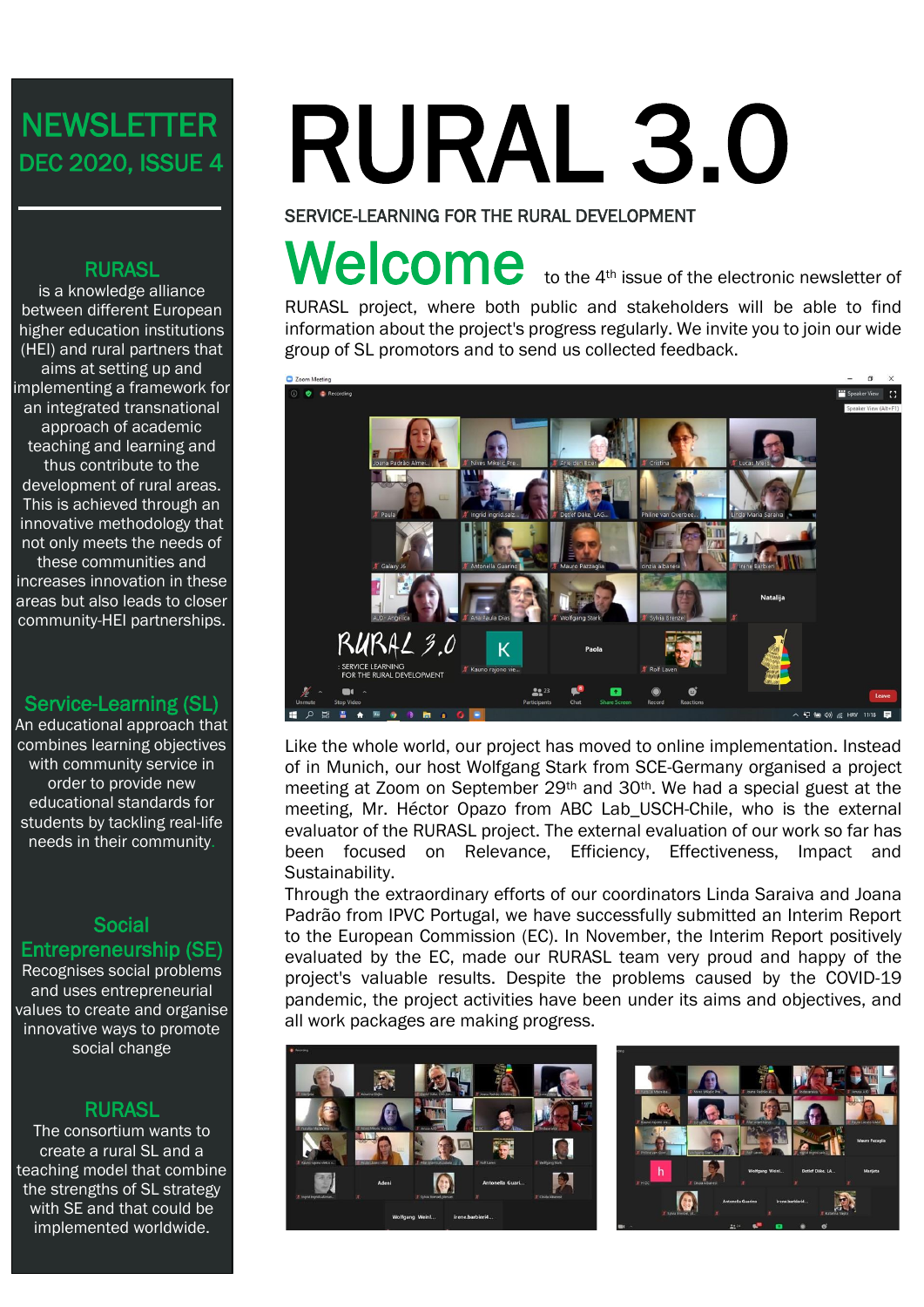# RURAL 3.0

SERVICE-LEARNING FOR THE RURAL DEVELOPMENT

## NEWSLETTER
## DEC 2020, ISSUE 4

### RURASL

is a knowledge alliance between different European higher education institutions (HEI) and rural partners that aims at setting up and implementing a framework for an integrated transnational approach of academic teaching and learning and thus contribute to the development of rural areas. This is achieved through an innovative methodology that not only meets the needs of these communities and increases innovation in these areas but also leads to closer community-HEI partnerships.

### Service-Learning (SL)

An educational approach that combines learning objectives with community service in order to provide new educational standards for students by tackling real-life needs in their community.

### Social Entrepreneurship (SE)

Recognises social problems and uses entrepreneurial values to create and organise innovative ways to promote social change

### RURASL

The consortium wants to create a rural SL and a teaching model that combine the strengths of SL strategy with SE and that could be implemented worldwide.

## Welcome

to the 4th issue of the electronic newsletter of RURASL project, where both public and stakeholders will be able to find information about the project's progress regularly. We invite you to join our wide group of SL promotors and to send us collected feedback.

Like the whole world, our project has moved to online implementation. Instead of in Munich, our host Wolfgang Stark from SCE-Germany organised a project meeting at Zoom on September 29th and 30th. We had a special guest at the meeting, Mr. Héctor Opazo from ABC Lab_USCH-Chile, who is the external evaluator of the RURASL project. The external evaluation of our work so far has been focused on Relevance, Efficiency, Effectiveness, Impact and Sustainability.

Through the extraordinary efforts of our coordinators Linda Saraiva and Joana Padrão from IPVC Portugal, we have successfully submitted an Interim Report to the European Commission (EC). In November, the Interim Report positively evaluated by the EC, made our RURASL team very proud and happy of the project's valuable results. Despite the problems caused by the COVID-19 pandemic, the project activities have been under its aims and objectives, and all work packages are making progress.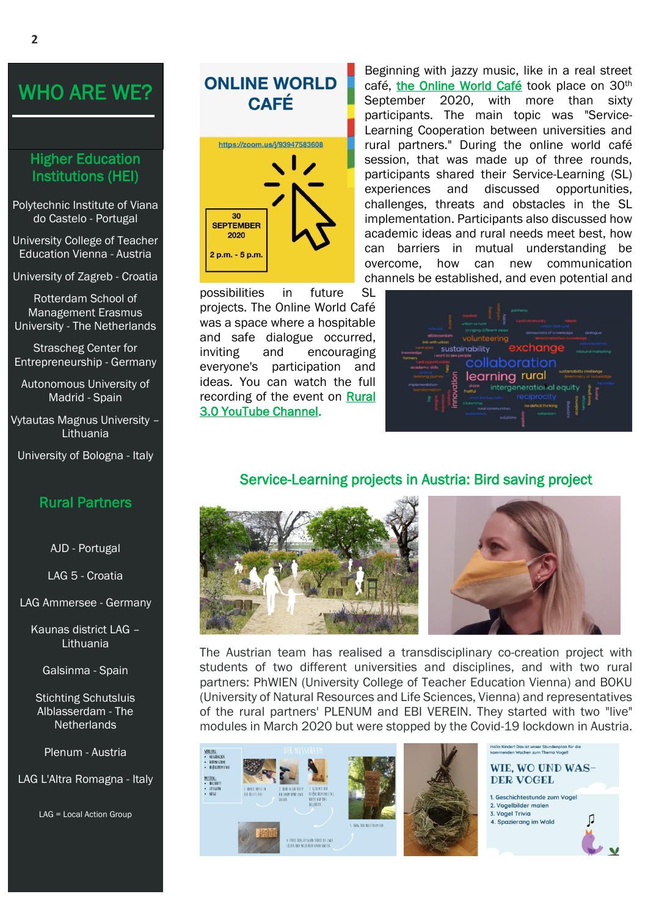## WHO ARE WE?

### Higher Education Institutions (HEI)

Polytechnic Institute of Viana do Castelo - Portugal

University College of Teacher Education Vienna - Austria

University of Zagreb - Croatia

Rotterdam School of Management Erasmus University - The Netherlands

Strascheg Center for Entrepreneurship - Germany

Autonomous University of Madrid - Spain

Vytautas Magnus University – Lithuania

University of Bologna - Italy

### Rural Partners

AJD - Portugal

LAG 5 - Croatia

LAG Ammersee - Germany

Kaunas district LAG – Lithuania

Galsinma - Spain

Stichting Schutsluis Alblasserdam - The Netherlands

Plenum - Austria

LAG L'Altra Romagna - Italy

LAG = Local Action Group

## ONLINE WORLD CAFÉ

Beginning with jazzy music, like in a real street café, the Online World Café took place on 30th September 2020, with more than sixty participants. The main topic was "Service-Learning Cooperation between universities and rural partners." During the online world café session, that was made up of three rounds, participants shared their Service-Learning (SL) experiences and discussed opportunities, challenges, threats and obstacles in the SL implementation. Participants also discussed how academic ideas and rural needs meet best, how can barriers in mutual understanding be overcome, how can new communication channels be established, and even potential and possibilities in future SL projects. The Online World Café was a space where a hospitable and safe dialogue occurred, inviting and encouraging everyone's participation and ideas. You can watch the full recording of the event on Rural 3.0 YouTube Channel.

## Service-Learning projects in Austria: Bird saving project

The Austrian team has realised a transdisciplinary co-creation project with students of two different universities and disciplines, and with two rural partners: PhWIEN (University College of Teacher Education Vienna) and BOKU (University of Natural Resources and Life Sciences, Vienna) and representatives of the rural partners' PLENUM and EBI VEREIN. They started with two "live" modules in March 2020 but were stopped by the Covid-19 lockdown in Austria.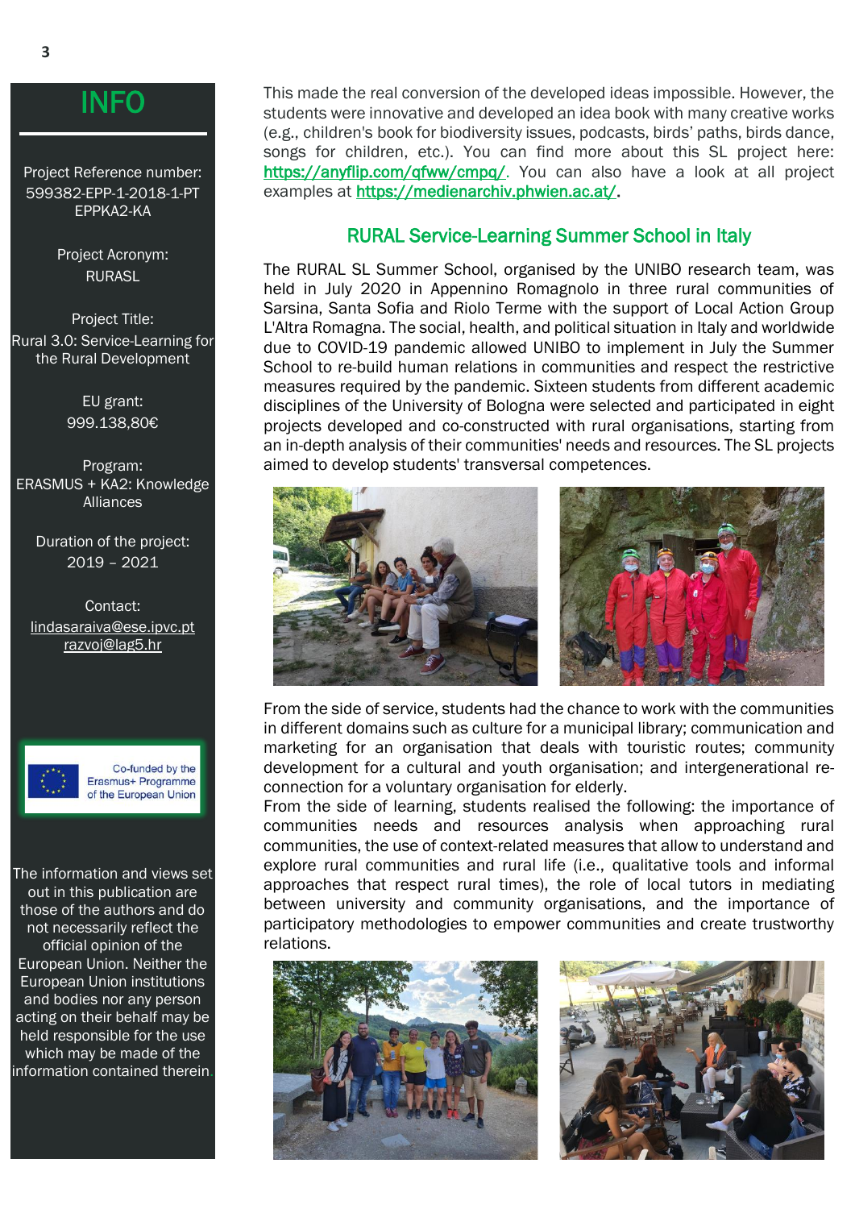## INFO

Project Reference number:
599382-EPP-1-2018-1-PT EPPKA2-KA

Project Acronym:
RURASL

Project Title:
Rural 3.0: Service-Learning for the Rural Development

EU grant:
999.138,80€

Program:
ERASMUS + KA2: Knowledge Alliances

Duration of the project:
2019 – 2021

Contact:
lindasaraiva@ese.ipvc.pt
razvoj@lag5.hr

Co-funded by the Erasmus+ Programme of the European Union

The information and views set out in this publication are those of the authors and do not necessarily reflect the official opinion of the European Union. Neither the European Union institutions and bodies nor any person acting on their behalf may be held responsible for the use which may be made of the information contained therein.

This made the real conversion of the developed ideas impossible. However, the students were innovative and developed an idea book with many creative works (e.g., children's book for biodiversity issues, podcasts, birds' paths, birds dance, songs for children, etc.). You can find more about this SL project here: https://anyflip.com/qfww/cmpq/. You can also have a look at all project examples at https://medienarchiv.phwien.ac.at/.

## RURAL Service-Learning Summer School in Italy

The RURAL SL Summer School, organised by the UNIBO research team, was held in July 2020 in Appennino Romagnolo in three rural communities of Sarsina, Santa Sofia and Riolo Terme with the support of Local Action Group L'Altra Romagna. The social, health, and political situation in Italy and worldwide due to COVID-19 pandemic allowed UNIBO to implement in July the Summer School to re-build human relations in communities and respect the restrictive measures required by the pandemic. Sixteen students from different academic disciplines of the University of Bologna were selected and participated in eight projects developed and co-constructed with rural organisations, starting from an in-depth analysis of their communities' needs and resources. The SL projects aimed to develop students' transversal competences.

From the side of service, students had the chance to work with the communities in different domains such as culture for a municipal library; communication and marketing for an organisation that deals with touristic routes; community development for a cultural and youth organisation; and intergenerational re-connection for a voluntary organisation for elderly.

From the side of learning, students realised the following: the importance of communities needs and resources analysis when approaching rural communities, the use of context-related measures that allow to understand and explore rural communities and rural life (i.e., qualitative tools and informal approaches that respect rural times), the role of local tutors in mediating between university and community organisations, and the importance of participatory methodologies to empower communities and create trustworthy relations.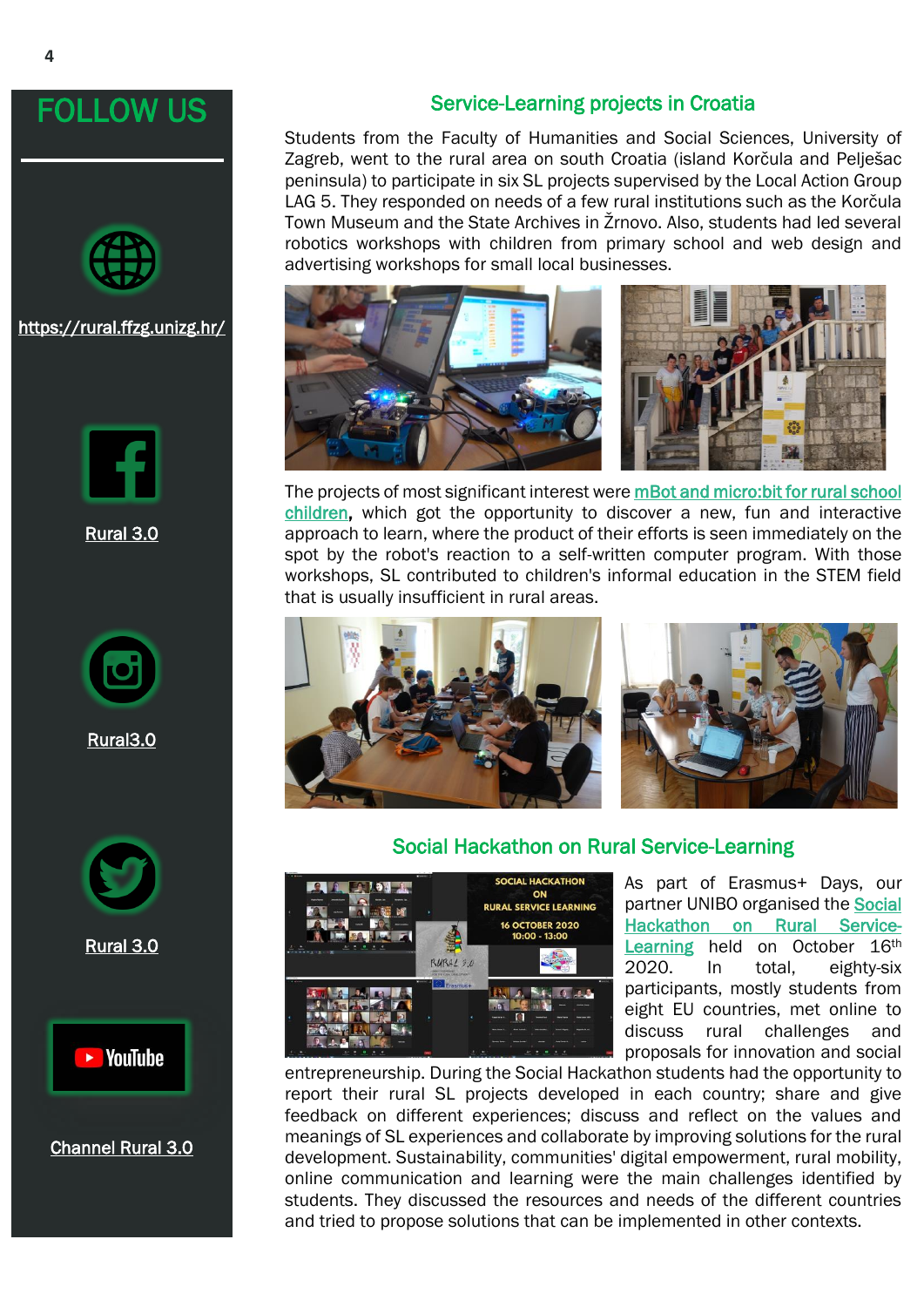## FOLLOW US

https://rural.ffzg.unizg.hr/

Rural 3.0

Rural3.0

Rural 3.0

Channel Rural 3.0

## Service-Learning projects in Croatia

Students from the Faculty of Humanities and Social Sciences, University of Zagreb, went to the rural area on south Croatia (island Korčula and Pelješac peninsula) to participate in six SL projects supervised by the Local Action Group LAG 5. They responded on needs of a few rural institutions such as the Korčula Town Museum and the State Archives in Žrnovo. Also, students had led several robotics workshops with children from primary school and web design and advertising workshops for small local businesses.

The projects of most significant interest were mBot and micro:bit for rural school children, which got the opportunity to discover a new, fun and interactive approach to learn, where the product of their efforts is seen immediately on the spot by the robot's reaction to a self-written computer program. With those workshops, SL contributed to children's informal education in the STEM field that is usually insufficient in rural areas.

## Social Hackathon on Rural Service-Learning

As part of Erasmus+ Days, our partner UNIBO organised the Social Hackathon on Rural Service-Learning held on October 16th 2020. In total, eighty-six participants, mostly students from eight EU countries, met online to discuss rural challenges and proposals for innovation and social entrepreneurship. During the Social Hackathon students had the opportunity to report their rural SL projects developed in each country; share and give feedback on different experiences; discuss and reflect on the values and meanings of SL experiences and collaborate by improving solutions for the rural development. Sustainability, communities' digital empowerment, rural mobility, online communication and learning were the main challenges identified by students. They discussed the resources and needs of the different countries and tried to propose solutions that can be implemented in other contexts.